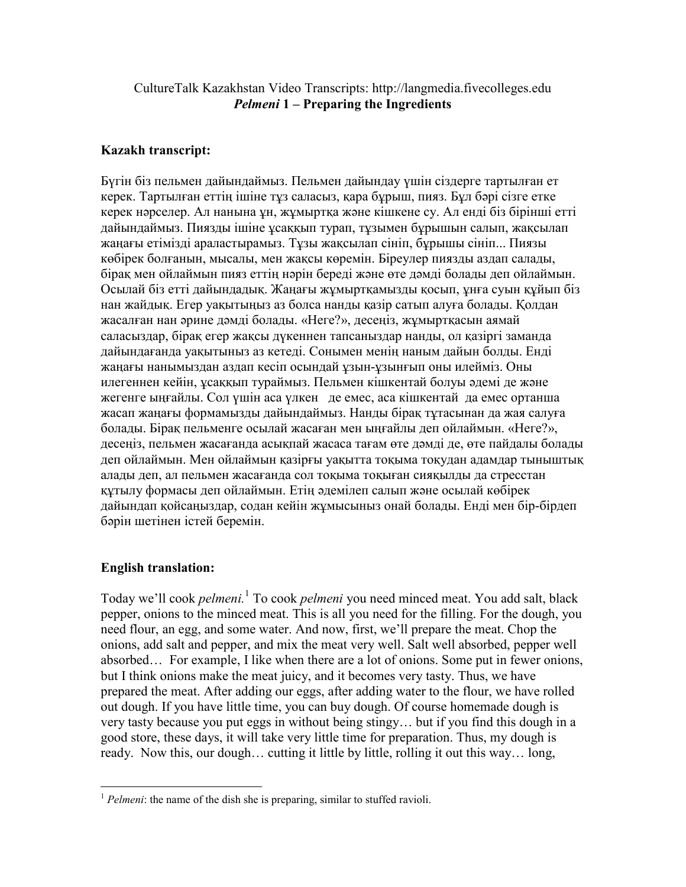CultureTalk Kazakhstan Video Transcripts: http://langmedia.fivecolleges.edu
***Pelmeni* 1 – Preparing the Ingredients**

**Kazakh transcript:**

Бүгін біз пельмен дайындаймыз. Пельмен дайындау үшін сіздерге тартылған ет керек. Тартылған еттің ішіне тұз саласыз, қара бұрыш, пияз. Бұл бәрі сізге етке керек нәрселер. Ал нанына ұн, жұмыртқа және кішкене су. Ал енді біз бірінші етті дайындаймыз. Пиязды ішіне ұсаққып турап, тұзымен бұрышын салып, жақсылап жаңағы етімізді араластырамыз. Тұзы жақсылап сініп, бұрышы сініп... Пиязы көбірек болғанын, мысалы, мен жақсы көремін. Біреулер пиязды аздап салады, бірақ мен ойлаймын пияз еттің нәрін береді және өте дәмді болады деп ойлаймын. Осылай біз етті дайындадық. Жаңағы жұмыртқамызды қосып, ұнға суын құйып біз нан жайдық. Егер уақытыңыз аз болса нанды қазір сатып алуға болады. Қолдан жасалған нан әрине дәмді болады. «Неге?», десеңіз, жұмыртқасын аямай саласыздар, бірақ егер жақсы дүкеннен тапсаныздар нанды, ол қазіргі заманда дайындағанда уақытыныз аз кетеді. Сонымен менің наным дайын болды. Енді жаңағы нанымыздан аздап кесіп осындай ұзын-ұзынғып оны илейміз. Оны илегеннен кейін, ұсаққып тураймыз. Пельмен кішкентай болуы әдемі де және жегенге ыңғайлы. Сол үшін аса үлкен де емес, аса кішкентай да емес ортанша жасап жаңағы формамызды дайындаймыз. Нанды бірақ тұтасынан да жая салуға болады. Бірақ пельменге осылай жасаған мен ыңғайлы деп ойлаймын. «Неге?», десеңіз, пельмен жасағанда асықпай жасаса тағам өте дәмді де, өте пайдалы болады деп ойлаймын. Мен ойлаймын қазірғы уақытта тоқыма тоқудан адамдар тыныштық алады деп, ал пельмен жасағанда сол тоқыма тоқыған сияқылды да стресстан құтылу формасы деп ойлаймын. Етің әдемілеп салып және осылай көбірек дайындап қойсаңыздар, содан кейін жұмысыныз онай болады. Енді мен бір-бірдеп бәрін шетінен істей беремін.

**English translation:**

Today we'll cook *pelmeni.*[1] To cook *pelmeni* you need minced meat. You add salt, black pepper, onions to the minced meat. This is all you need for the filling. For the dough, you need flour, an egg, and some water. And now, first, we'll prepare the meat. Chop the onions, add salt and pepper, and mix the meat very well. Salt well absorbed, pepper well absorbed… For example, I like when there are a lot of onions. Some put in fewer onions, but I think onions make the meat juicy, and it becomes very tasty. Thus, we have prepared the meat. After adding our eggs, after adding water to the flour, we have rolled out dough. If you have little time, you can buy dough. Of course homemade dough is very tasty because you put eggs in without being stingy… but if you find this dough in a good store, these days, it will take very little time for preparation. Thus, my dough is ready. Now this, our dough… cutting it little by little, rolling it out this way… long,

[1] *Pelmeni*: the name of the dish she is preparing, similar to stuffed ravioli.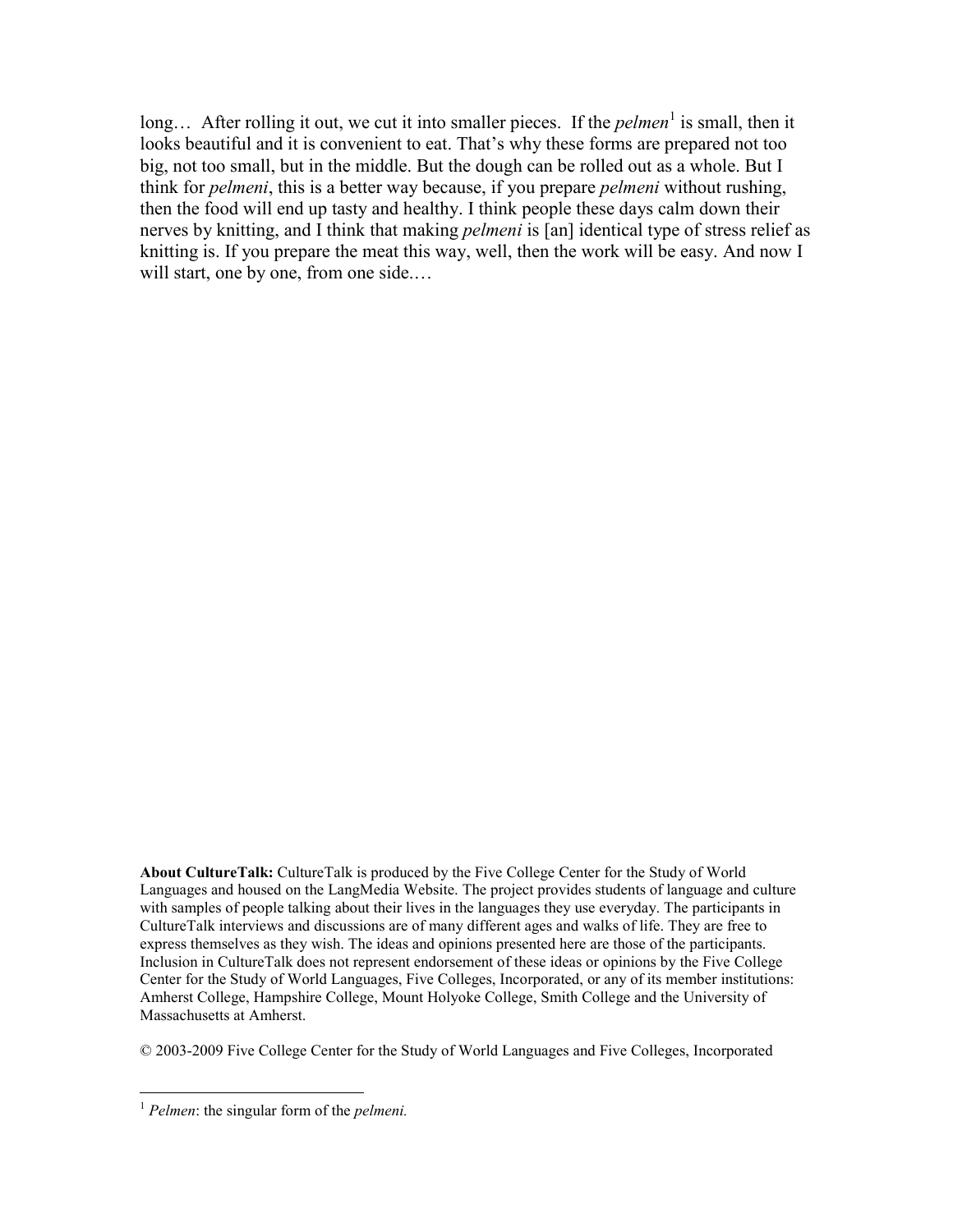long… After rolling it out, we cut it into smaller pieces. If the *pelmen*[1] is small, then it looks beautiful and it is convenient to eat. That's why these forms are prepared not too big, not too small, but in the middle. But the dough can be rolled out as a whole. But I think for *pelmeni*, this is a better way because, if you prepare *pelmeni* without rushing, then the food will end up tasty and healthy. I think people these days calm down their nerves by knitting, and I think that making *pelmeni* is [an] identical type of stress relief as knitting is. If you prepare the meat this way, well, then the work will be easy. And now I will start, one by one, from one side.…

**About CultureTalk:** CultureTalk is produced by the Five College Center for the Study of World Languages and housed on the LangMedia Website. The project provides students of language and culture with samples of people talking about their lives in the languages they use everyday. The participants in CultureTalk interviews and discussions are of many different ages and walks of life. They are free to express themselves as they wish. The ideas and opinions presented here are those of the participants. Inclusion in CultureTalk does not represent endorsement of these ideas or opinions by the Five College Center for the Study of World Languages, Five Colleges, Incorporated, or any of its member institutions: Amherst College, Hampshire College, Mount Holyoke College, Smith College and the University of Massachusetts at Amherst.

© 2003-2009 Five College Center for the Study of World Languages and Five Colleges, Incorporated

[1] *Pelmen*: the singular form of the *pelmeni.*